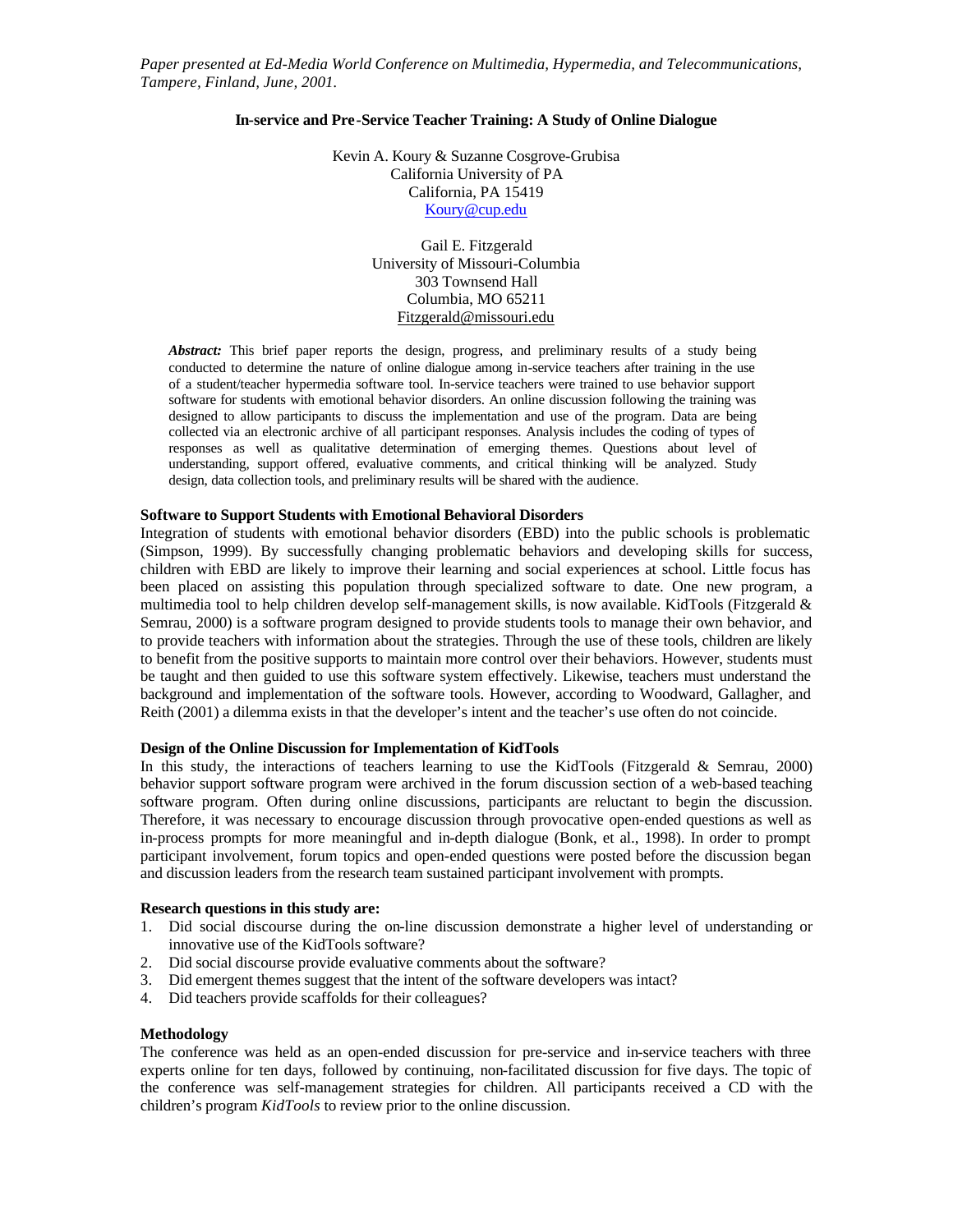*Paper presented at Ed-Media World Conference on Multimedia, Hypermedia, and Telecommunications, Tampere, Finland, June, 2001.*

# In-service and Pre-Service Teacher Training: A Study of Online Dialogue

Kevin A. Koury & Suzanne Cosgrove-Grubisa
California University of PA
California, PA 15419
Koury@cup.edu

Gail E. Fitzgerald
University of Missouri-Columbia
303 Townsend Hall
Columbia, MO 65211
Fitzgerald@missouri.edu

***Abstract:*** This brief paper reports the design, progress, and preliminary results of a study being conducted to determine the nature of online dialogue among in-service teachers after training in the use of a student/teacher hypermedia software tool. In-service teachers were trained to use behavior support software for students with emotional behavior disorders. An online discussion following the training was designed to allow participants to discuss the implementation and use of the program. Data are being collected via an electronic archive of all participant responses. Analysis includes the coding of types of responses as well as qualitative determination of emerging themes. Questions about level of understanding, support offered, evaluative comments, and critical thinking will be analyzed. Study design, data collection tools, and preliminary results will be shared with the audience.

## Software to Support Students with Emotional Behavioral Disorders

Integration of students with emotional behavior disorders (EBD) into the public schools is problematic (Simpson, 1999). By successfully changing problematic behaviors and developing skills for success, children with EBD are likely to improve their learning and social experiences at school. Little focus has been placed on assisting this population through specialized software to date. One new program, a multimedia tool to help children develop self-management skills, is now available. KidTools (Fitzgerald & Semrau, 2000) is a software program designed to provide students tools to manage their own behavior, and to provide teachers with information about the strategies. Through the use of these tools, children are likely to benefit from the positive supports to maintain more control over their behaviors. However, students must be taught and then guided to use this software system effectively. Likewise, teachers must understand the background and implementation of the software tools. However, according to Woodward, Gallagher, and Reith (2001) a dilemma exists in that the developer's intent and the teacher's use often do not coincide.

## Design of the Online Discussion for Implementation of KidTools

In this study, the interactions of teachers learning to use the KidTools (Fitzgerald & Semrau, 2000) behavior support software program were archived in the forum discussion section of a web-based teaching software program. Often during online discussions, participants are reluctant to begin the discussion. Therefore, it was necessary to encourage discussion through provocative open-ended questions as well as in-process prompts for more meaningful and in-depth dialogue (Bonk, et al., 1998). In order to prompt participant involvement, forum topics and open-ended questions were posted before the discussion began and discussion leaders from the research team sustained participant involvement with prompts.

## Research questions in this study are:

1. Did social discourse during the on-line discussion demonstrate a higher level of understanding or innovative use of the KidTools software?
2. Did social discourse provide evaluative comments about the software?
3. Did emergent themes suggest that the intent of the software developers was intact?
4. Did teachers provide scaffolds for their colleagues?

## Methodology

The conference was held as an open-ended discussion for pre-service and in-service teachers with three experts online for ten days, followed by continuing, non-facilitated discussion for five days. The topic of the conference was self-management strategies for children. All participants received a CD with the children's program *KidTools* to review prior to the online discussion.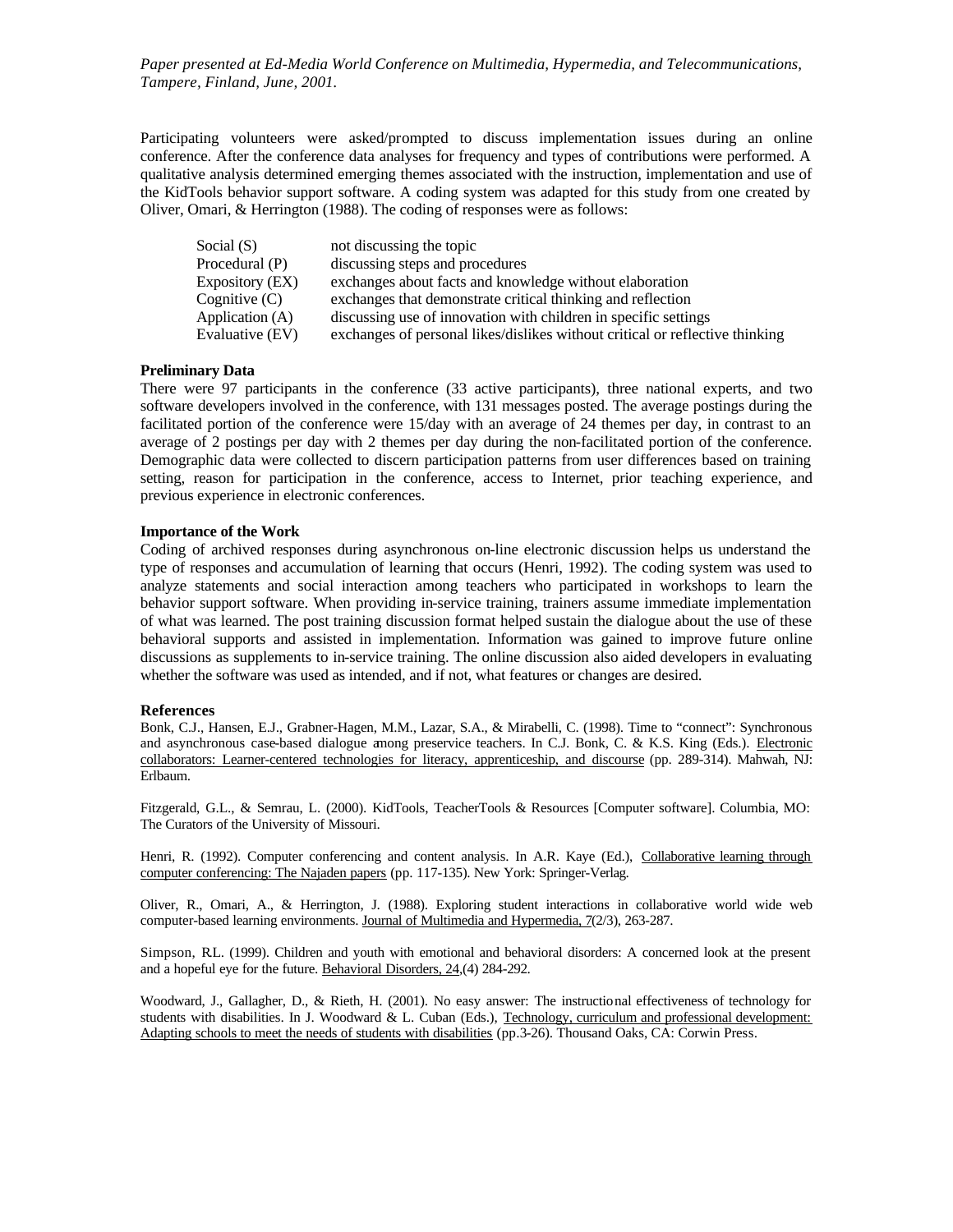Participating volunteers were asked/prompted to discuss implementation issues during an online conference. After the conference data analyses for frequency and types of contributions were performed. A qualitative analysis determined emerging themes associated with the instruction, implementation and use of the KidTools behavior support software. A coding system was adapted for this study from one created by Oliver, Omari, & Herrington (1988). The coding of responses were as follows:

| | |
|---|---|
| Social (S) | not discussing the topic |
| Procedural (P) | discussing steps and procedures |
| Expository (EX) | exchanges about facts and knowledge without elaboration |
| Cognitive (C) | exchanges that demonstrate critical thinking and reflection |
| Application (A) | discussing use of innovation with children in specific settings |
| Evaluative (EV) | exchanges of personal likes/dislikes without critical or reflective thinking |

**Preliminary Data**

There were 97 participants in the conference (33 active participants), three national experts, and two software developers involved in the conference, with 131 messages posted. The average postings during the facilitated portion of the conference were 15/day with an average of 24 themes per day, in contrast to an average of 2 postings per day with 2 themes per day during the non-facilitated portion of the conference. Demographic data were collected to discern participation patterns from user differences based on training setting, reason for participation in the conference, access to Internet, prior teaching experience, and previous experience in electronic conferences.

**Importance of the Work**

Coding of archived responses during asynchronous on-line electronic discussion helps us understand the type of responses and accumulation of learning that occurs (Henri, 1992). The coding system was used to analyze statements and social interaction among teachers who participated in workshops to learn the behavior support software. When providing in-service training, trainers assume immediate implementation of what was learned. The post training discussion format helped sustain the dialogue about the use of these behavioral supports and assisted in implementation. Information was gained to improve future online discussions as supplements to in-service training. The online discussion also aided developers in evaluating whether the software was used as intended, and if not, what features or changes are desired.

**References**

Bonk, C.J., Hansen, E.J., Grabner-Hagen, M.M., Lazar, S.A., & Mirabelli, C. (1998). Time to "connect": Synchronous and asynchronous case-based dialogue among preservice teachers. In C.J. Bonk, C. & K.S. King (Eds.). Electronic collaborators: Learner-centered technologies for literacy, apprenticeship, and discourse (pp. 289-314). Mahwah, NJ: Erlbaum.

Fitzgerald, G.L., & Semrau, L. (2000). KidTools, TeacherTools & Resources [Computer software]. Columbia, MO: The Curators of the University of Missouri.

Henri, R. (1992). Computer conferencing and content analysis. In A.R. Kaye (Ed.), Collaborative learning through computer conferencing: The Najaden papers (pp. 117-135). New York: Springer-Verlag.

Oliver, R., Omari, A., & Herrington, J. (1988). Exploring student interactions in collaborative world wide web computer-based learning environments. Journal of Multimedia and Hypermedia, 7(2/3), 263-287.

Simpson, RL. (1999). Children and youth with emotional and behavioral disorders: A concerned look at the present and a hopeful eye for the future. Behavioral Disorders, 24,(4) 284-292.

Woodward, J., Gallagher, D., & Rieth, H. (2001). No easy answer: The instructional effectiveness of technology for students with disabilities. In J. Woodward & L. Cuban (Eds.), Technology, curriculum and professional development: Adapting schools to meet the needs of students with disabilities (pp.3-26). Thousand Oaks, CA: Corwin Press.